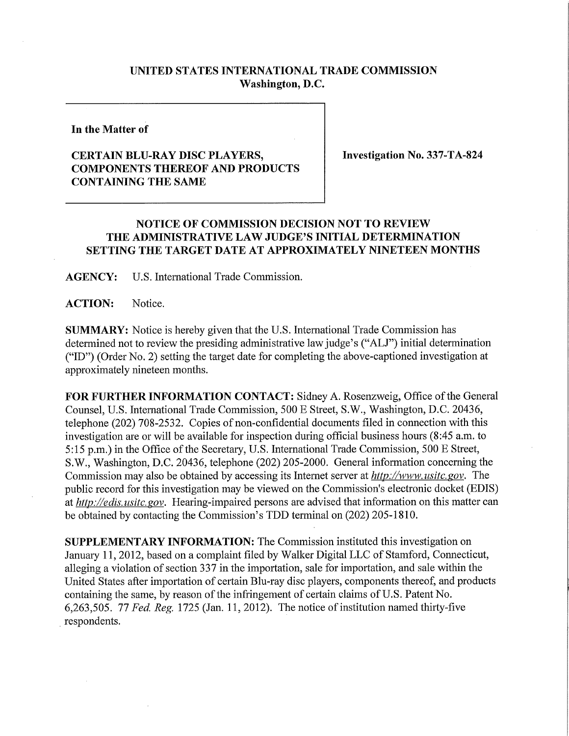**UNITED STATES INTERNATIONAL TRADE COMMISSION**
**Washington, D.C.**

**In the Matter of**

**CERTAIN BLU-RAY DISC PLAYERS, COMPONENTS THEREOF AND PRODUCTS CONTAINING THE SAME**

**Investigation No. 337-TA-824**

**NOTICE OF COMMISSION DECISION NOT TO REVIEW THE ADMINISTRATIVE LAW JUDGE'S INITIAL DETERMINATION SETTING THE TARGET DATE AT APPROXIMATELY NINETEEN MONTHS**

**AGENCY:** U.S. International Trade Commission.

**ACTION:** Notice.

**SUMMARY:** Notice is hereby given that the U.S. International Trade Commission has determined not to review the presiding administrative law judge's ("ALJ") initial determination ("ID") (Order No. 2) setting the target date for completing the above-captioned investigation at approximately nineteen months.

**FOR FURTHER INFORMATION CONTACT:** Sidney A. Rosenzweig, Office of the General Counsel, U.S. International Trade Commission, 500 E Street, S.W., Washington, D.C. 20436, telephone (202) 708-2532. Copies of non-confidential documents filed in connection with this investigation are or will be available for inspection during official business hours (8:45 a.m. to 5:15 p.m.) in the Office of the Secretary, U.S. International Trade Commission, 500 E Street, S.W., Washington, D.C. 20436, telephone (202) 205-2000. General information concerning the Commission may also be obtained by accessing its Internet server at *http://www.usitc.gov*. The public record for this investigation may be viewed on the Commission's electronic docket (EDIS) at *http://edis.usitc.gov*. Hearing-impaired persons are advised that information on this matter can be obtained by contacting the Commission's TDD terminal on (202) 205-1810.

**SUPPLEMENTARY INFORMATION:** The Commission instituted this investigation on January 11, 2012, based on a complaint filed by Walker Digital LLC of Stamford, Connecticut, alleging a violation of section 337 in the importation, sale for importation, and sale within the United States after importation of certain Blu-ray disc players, components thereof, and products containing the same, by reason of the infringement of certain claims of U.S. Patent No. 6,263,505. 77 *Fed. Reg.* 1725 (Jan. 11, 2012). The notice of institution named thirty-five respondents.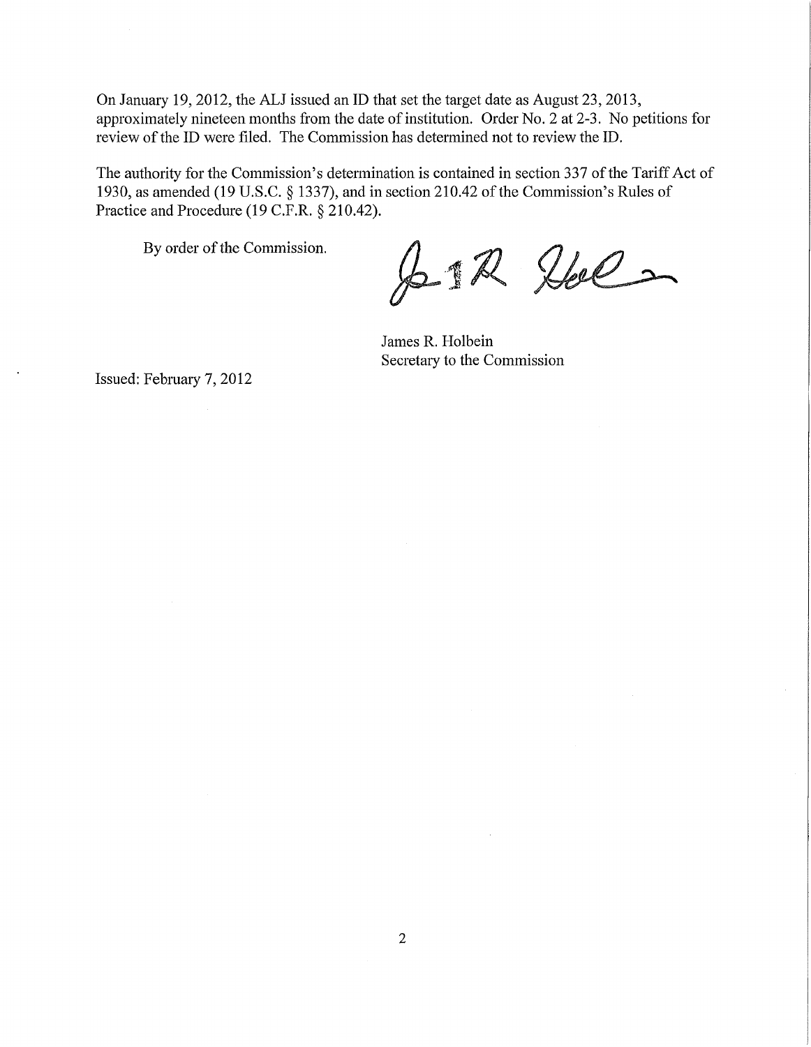On January 19, 2012, the ALJ issued an ID that set the target date as August 23, 2013, approximately nineteen months from the date of institution. Order No. 2 at 2-3. No petitions for review of the ID were filed. The Commission has determined not to review the ID.

The authority for the Commission's determination is contained in section 337 of the Tariff Act of 1930, as amended (19 U.S.C. § 1337), and in section 210.42 of the Commission's Rules of Practice and Procedure (19 C.F.R. § 210.42).

By order of the Commission.

James R. Holbein
Secretary to the Commission

Issued: February 7, 2012